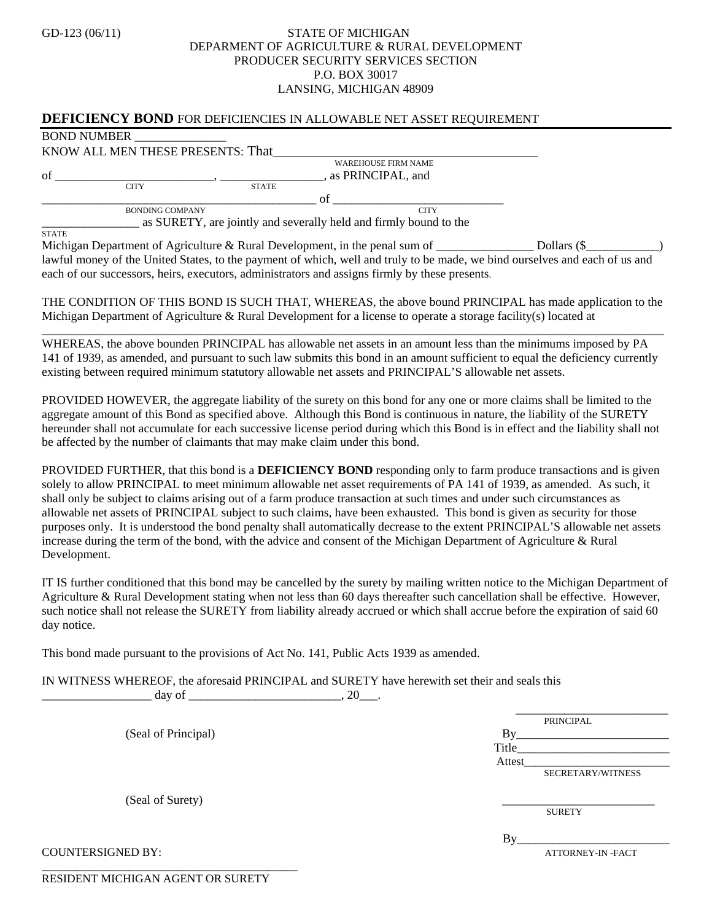GD-123 (06/11)

STATE OF MICHIGAN
DEPARMENT OF AGRICULTURE & RURAL DEVELOPMENT
PRODUCER SECURITY SERVICES SECTION
P.O. BOX 30017
LANSING, MICHIGAN 48909

## **DEFICIENCY BOND** FOR DEFICIENCIES IN ALLOWABLE NET ASSET REQUIREMENT

BOND NUMBER _______________

KNOW ALL MEN THESE PRESENTS: That_________________________________________
WAREHOUSE FIRM NAME

of _________________________, _________________, as PRINCIPAL, and
CITY STATE

_____________________________________________ of ____________________________
BONDING COMPANY CITY

________________ as SURETY, are jointly and severally held and firmly bound to the
STATE

Michigan Department of Agriculture & Rural Development, in the penal sum of ________________ Dollars ($____________) lawful money of the United States, to the payment of which, well and truly to be made, we bind ourselves and each of us and each of our successors, heirs, executors, administrators and assigns firmly by these presents.

THE CONDITION OF THIS BOND IS SUCH THAT, WHEREAS, the above bound PRINCIPAL has made application to the Michigan Department of Agriculture & Rural Development for a license to operate a storage facility(s) located at

_____________________________________________________________________________________________

WHEREAS, the above bounden PRINCIPAL has allowable net assets in an amount less than the minimums imposed by PA 141 of 1939, as amended, and pursuant to such law submits this bond in an amount sufficient to equal the deficiency currently existing between required minimum statutory allowable net assets and PRINCIPAL'S allowable net assets.

PROVIDED HOWEVER, the aggregate liability of the surety on this bond for any one or more claims shall be limited to the aggregate amount of this Bond as specified above. Although this Bond is continuous in nature, the liability of the SURETY hereunder shall not accumulate for each successive license period during which this Bond is in effect and the liability shall not be affected by the number of claimants that may make claim under this bond.

PROVIDED FURTHER, that this bond is a **DEFICIENCY BOND** responding only to farm produce transactions and is given solely to allow PRINCIPAL to meet minimum allowable net asset requirements of PA 141 of 1939, as amended. As such, it shall only be subject to claims arising out of a farm produce transaction at such times and under such circumstances as allowable net assets of PRINCIPAL subject to such claims, have been exhausted. This bond is given as security for those purposes only. It is understood the bond penalty shall automatically decrease to the extent PRINCIPAL'S allowable net assets increase during the term of the bond, with the advice and consent of the Michigan Department of Agriculture & Rural Development.

IT IS further conditioned that this bond may be cancelled by the surety by mailing written notice to the Michigan Department of Agriculture & Rural Development stating when not less than 60 days thereafter such cancellation shall be effective. However, such notice shall not release the SURETY from liability already accrued or which shall accrue before the expiration of said 60 day notice.

This bond made pursuant to the provisions of Act No. 141, Public Acts 1939 as amended.

IN WITNESS WHEREOF, the aforesaid PRINCIPAL and SURETY have herewith set their and seals this __________________ day of _________________________, 20___.

(Seal of Principal)

__________________________
PRINCIPAL

By__________________________

Title_________________________

Attest________________________
SECRETARY/WITNESS

(Seal of Surety)

__________________________
SURETY

By__________________________
ATTORNEY-IN -FACT

COUNTERSIGNED BY:

__________________________________________
RESIDENT MICHIGAN AGENT OR SURETY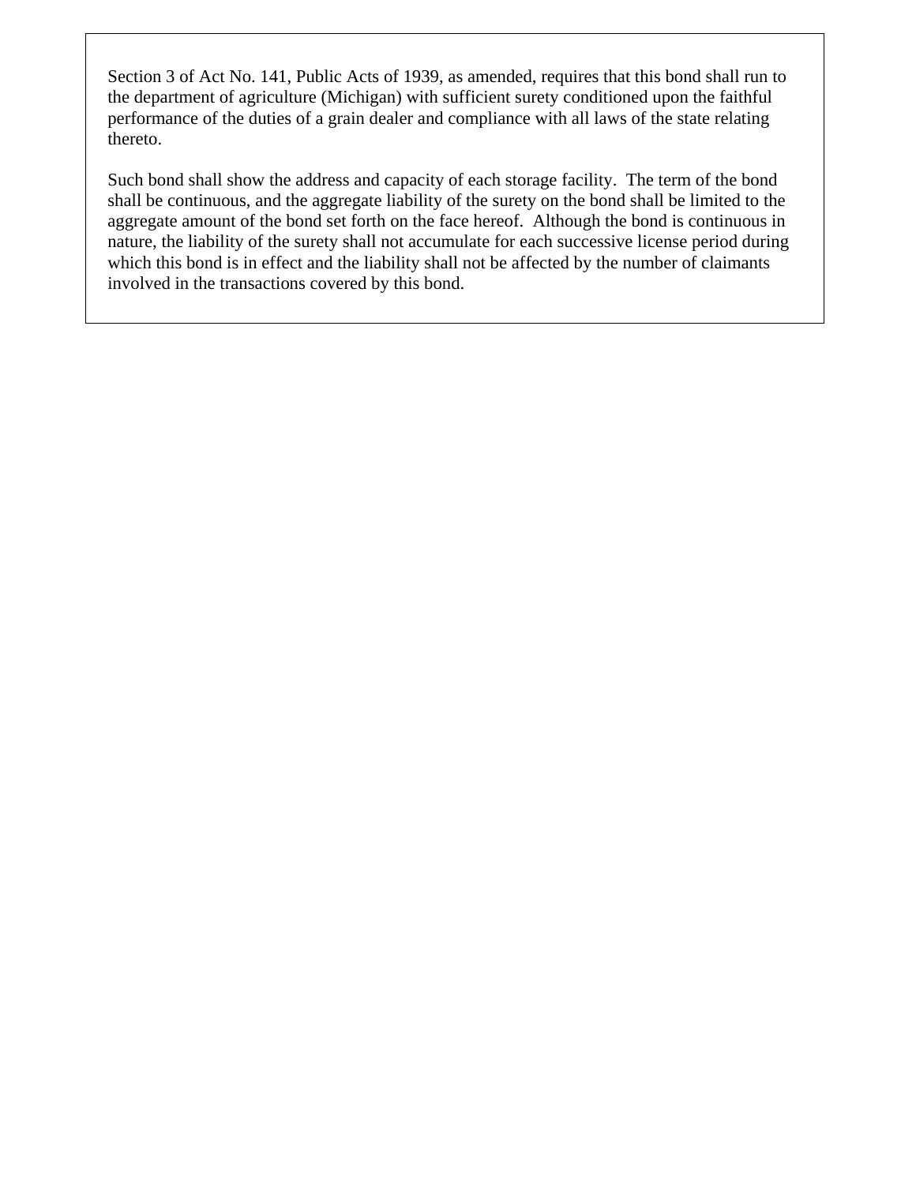Section 3 of Act No. 141, Public Acts of 1939, as amended, requires that this bond shall run to the department of agriculture (Michigan) with sufficient surety conditioned upon the faithful performance of the duties of a grain dealer and compliance with all laws of the state relating thereto.

Such bond shall show the address and capacity of each storage facility. The term of the bond shall be continuous, and the aggregate liability of the surety on the bond shall be limited to the aggregate amount of the bond set forth on the face hereof. Although the bond is continuous in nature, the liability of the surety shall not accumulate for each successive license period during which this bond is in effect and the liability shall not be affected by the number of claimants involved in the transactions covered by this bond.